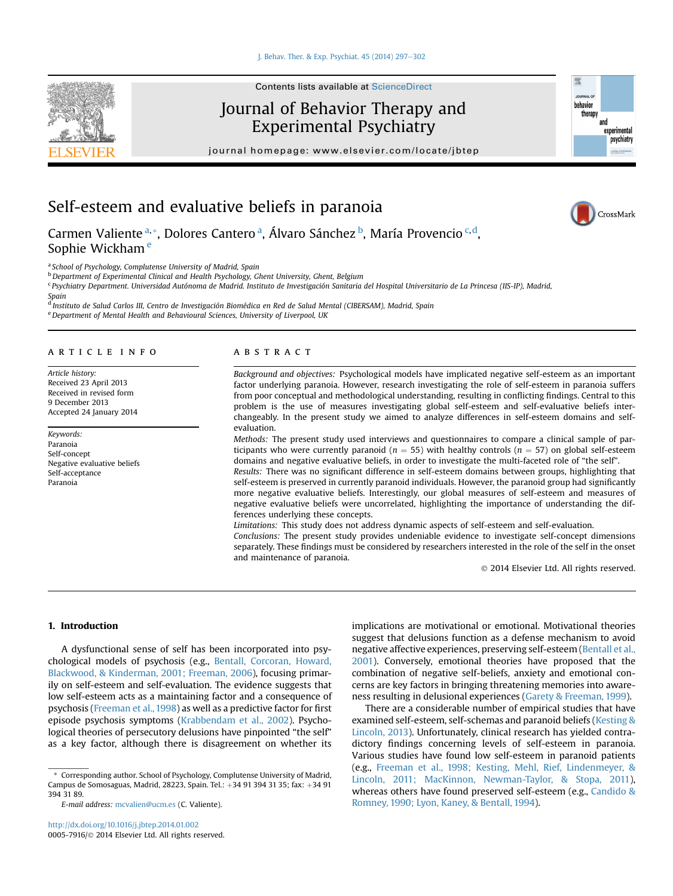# Self-esteem and evaluative beliefs in paranoia

Carmen Valiente [a,*], Dolores Cantero [a], Álvaro Sánchez [b], María Provencio [c,d], Sophie Wickham [e]

[a] School of Psychology, Complutense University of Madrid, Spain
[b] Department of Experimental Clinical and Health Psychology, Ghent University, Ghent, Belgium
[c] Psychiatry Department. Universidad Autónoma de Madrid. Instituto de Investigación Sanitaria del Hospital Universitario de La Princesa (IIS-IP), Madrid, Spain
[d] Instituto de Salud Carlos III, Centro de Investigación Biomédica en Red de Salud Mental (CIBERSAM), Madrid, Spain
[e] Department of Mental Health and Behavioural Sciences, University of Liverpool, UK

## ARTICLE INFO

*Article history:*
Received 23 April 2013
Received in revised form
9 December 2013
Accepted 24 January 2014

*Keywords:*
Paranoia
Self-concept
Negative evaluative beliefs
Self-acceptance
Paranoia

## ABSTRACT

*Background and objectives:* Psychological models have implicated negative self-esteem as an important factor underlying paranoia. However, research investigating the role of self-esteem in paranoia suffers from poor conceptual and methodological understanding, resulting in conflicting findings. Central to this problem is the use of measures investigating global self-esteem and self-evaluative beliefs interchangeably. In the present study we aimed to analyze differences in self-esteem domains and self-evaluation.

*Methods:* The present study used interviews and questionnaires to compare a clinical sample of participants who were currently paranoid ($n = 55$) with healthy controls ($n = 57$) on global self-esteem domains and negative evaluative beliefs, in order to investigate the multi-faceted role of "the self".

*Results:* There was no significant difference in self-esteem domains between groups, highlighting that self-esteem is preserved in currently paranoid individuals. However, the paranoid group had significantly more negative evaluative beliefs. Interestingly, our global measures of self-esteem and measures of negative evaluative beliefs were uncorrelated, highlighting the importance of understanding the differences underlying these concepts.

*Limitations:* This study does not address dynamic aspects of self-esteem and self-evaluation.

*Conclusions:* The present study provides undeniable evidence to investigate self-concept dimensions separately. These findings must be considered by researchers interested in the role of the self in the onset and maintenance of paranoia.

© 2014 Elsevier Ltd. All rights reserved.

## 1. Introduction

A dysfunctional sense of self has been incorporated into psychological models of psychosis (e.g., Bentall, Corcoran, Howard, Blackwood, & Kinderman, 2001; Freeman, 2006), focusing primarily on self-esteem and self-evaluation. The evidence suggests that low self-esteem acts as a maintaining factor and a consequence of psychosis (Freeman et al., 1998) as well as a predictive factor for first episode psychosis symptoms (Krabbendam et al., 2002). Psychological theories of persecutory delusions have pinpointed "the self" as a key factor, although there is disagreement on whether its implications are motivational or emotional. Motivational theories suggest that delusions function as a defense mechanism to avoid negative affective experiences, preserving self-esteem (Bentall et al., 2001). Conversely, emotional theories have proposed that the combination of negative self-beliefs, anxiety and emotional concerns are key factors in bringing threatening memories into awareness resulting in delusional experiences (Garety & Freeman, 1999).

There are a considerable number of empirical studies that have examined self-esteem, self-schemas and paranoid beliefs (Kesting & Lincoln, 2013). Unfortunately, clinical research has yielded contradictory findings concerning levels of self-esteem in paranoia. Various studies have found low self-esteem in paranoid patients (e.g., Freeman et al., 1998; Kesting, Mehl, Rief, Lindenmeyer, & Lincoln, 2011; MacKinnon, Newman-Taylor, & Stopa, 2011), whereas others have found preserved self-esteem (e.g., Candido & Romney, 1990; Lyon, Kaney, & Bentall, 1994).

* Corresponding author. School of Psychology, Complutense University of Madrid, Campus de Somosaguas, Madrid, 28223, Spain. Tel.: +34 91 394 31 35; fax: +34 91 394 31 89.
E-mail address: mcvalien@ucm.es (C. Valiente).

http://dx.doi.org/10.1016/j.jbtep.2014.01.002
0005-7916/© 2014 Elsevier Ltd. All rights reserved.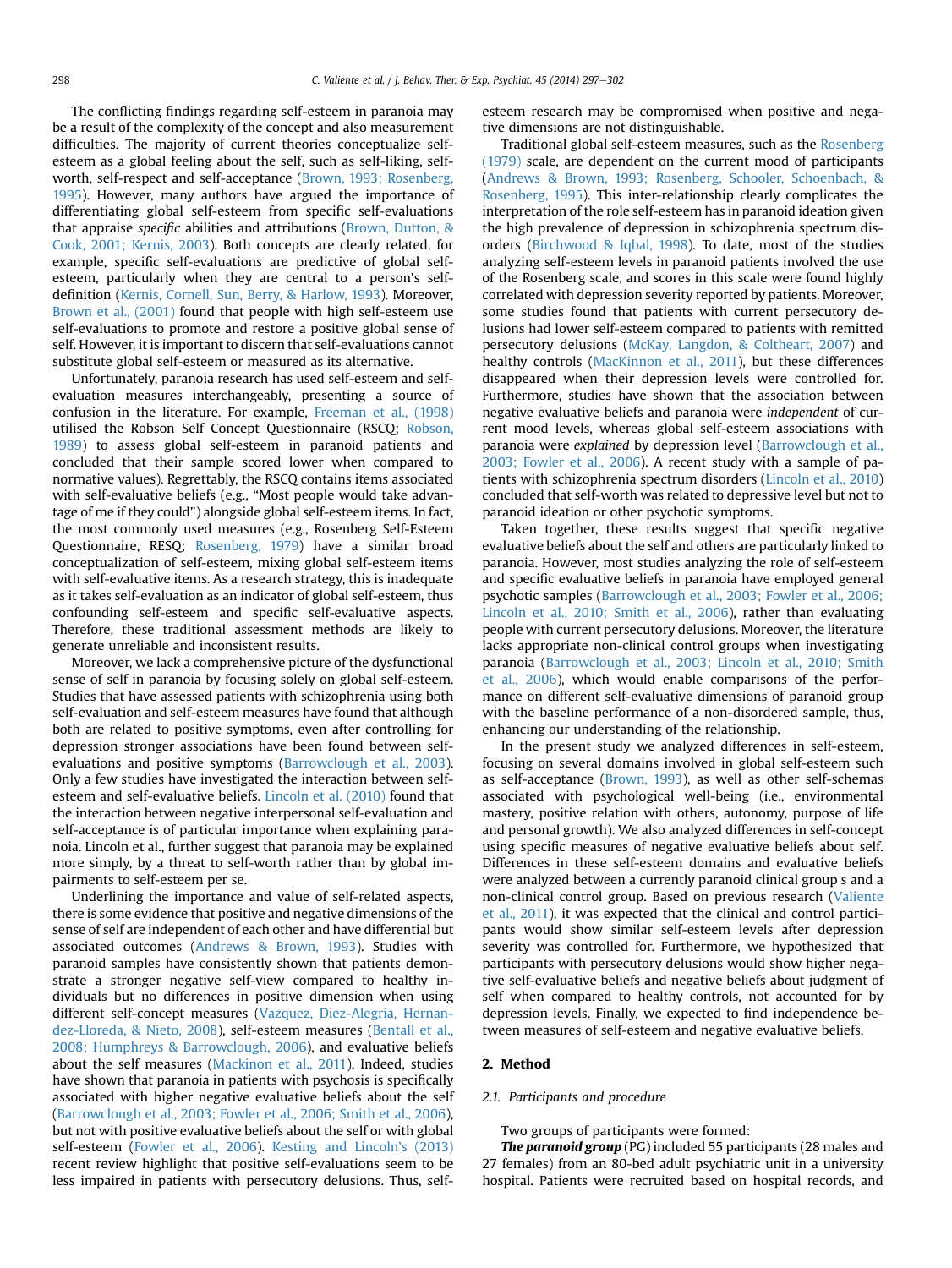The conflicting findings regarding self-esteem in paranoia may be a result of the complexity of the concept and also measurement difficulties. The majority of current theories conceptualize self-esteem as a global feeling about the self, such as self-liking, self-worth, self-respect and self-acceptance (Brown, 1993; Rosenberg, 1995). However, many authors have argued the importance of differentiating global self-esteem from specific self-evaluations that appraise *specific* abilities and attributions (Brown, Dutton, & Cook, 2001; Kernis, 2003). Both concepts are clearly related, for example, specific self-evaluations are predictive of global self-esteem, particularly when they are central to a person's self-definition (Kernis, Cornell, Sun, Berry, & Harlow, 1993). Moreover, Brown et al., (2001) found that people with high self-esteem use self-evaluations to promote and restore a positive global sense of self. However, it is important to discern that self-evaluations cannot substitute global self-esteem or measured as its alternative.

Unfortunately, paranoia research has used self-esteem and self-evaluation measures interchangeably, presenting a source of confusion in the literature. For example, Freeman et al., (1998) utilised the Robson Self Concept Questionnaire (RSCQ; Robson, 1989) to assess global self-esteem in paranoid patients and concluded that their sample scored lower when compared to normative values). Regrettably, the RSCQ contains items associated with self-evaluative beliefs (e.g., "Most people would take advantage of me if they could") alongside global self-esteem items. In fact, the most commonly used measures (e.g., Rosenberg Self-Esteem Questionnaire, RESQ; Rosenberg, 1979) have a similar broad conceptualization of self-esteem, mixing global self-esteem items with self-evaluative items. As a research strategy, this is inadequate as it takes self-evaluation as an indicator of global self-esteem, thus confounding self-esteem and specific self-evaluative aspects. Therefore, these traditional assessment methods are likely to generate unreliable and inconsistent results.

Moreover, we lack a comprehensive picture of the dysfunctional sense of self in paranoia by focusing solely on global self-esteem. Studies that have assessed patients with schizophrenia using both self-evaluation and self-esteem measures have found that although both are related to positive symptoms, even after controlling for depression stronger associations have been found between self-evaluations and positive symptoms (Barrowclough et al., 2003). Only a few studies have investigated the interaction between self-esteem and self-evaluative beliefs. Lincoln et al. (2010) found that the interaction between negative interpersonal self-evaluation and self-acceptance is of particular importance when explaining paranoia. Lincoln et al., further suggest that paranoia may be explained more simply, by a threat to self-worth rather than by global impairments to self-esteem per se.

Underlining the importance and value of self-related aspects, there is some evidence that positive and negative dimensions of the sense of self are independent of each other and have differential but associated outcomes (Andrews & Brown, 1993). Studies with paranoid samples have consistently shown that patients demonstrate a stronger negative self-view compared to healthy individuals but no differences in positive dimension when using different self-concept measures (Vazquez, Diez-Alegria, Hernandez-Lloreda, & Nieto, 2008), self-esteem measures (Bentall et al., 2008; Humphreys & Barrowclough, 2006), and evaluative beliefs about the self measures (Mackinon et al., 2011). Indeed, studies have shown that paranoia in patients with psychosis is specifically associated with higher negative evaluative beliefs about the self (Barrowclough et al., 2003; Fowler et al., 2006; Smith et al., 2006), but not with positive evaluative beliefs about the self or with global self-esteem (Fowler et al., 2006). Kesting and Lincoln's (2013) recent review highlight that positive self-evaluations seem to be less impaired in patients with persecutory delusions. Thus, self-esteem research may be compromised when positive and negative dimensions are not distinguishable.

Traditional global self-esteem measures, such as the Rosenberg (1979) scale, are dependent on the current mood of participants (Andrews & Brown, 1993; Rosenberg, Schooler, Schoenbach, & Rosenberg, 1995). This inter-relationship clearly complicates the interpretation of the role self-esteem has in paranoid ideation given the high prevalence of depression in schizophrenia spectrum disorders (Birchwood & Iqbal, 1998). To date, most of the studies analyzing self-esteem levels in paranoid patients involved the use of the Rosenberg scale, and scores in this scale were found highly correlated with depression severity reported by patients. Moreover, some studies found that patients with current persecutory delusions had lower self-esteem compared to patients with remitted persecutory delusions (McKay, Langdon, & Coltheart, 2007) and healthy controls (MacKinnon et al., 2011), but these differences disappeared when their depression levels were controlled for. Furthermore, studies have shown that the association between negative evaluative beliefs and paranoia were *independent* of current mood levels, whereas global self-esteem associations with paranoia were *explained* by depression level (Barrowclough et al., 2003; Fowler et al., 2006). A recent study with a sample of patients with schizophrenia spectrum disorders (Lincoln et al., 2010) concluded that self-worth was related to depressive level but not to paranoid ideation or other psychotic symptoms.

Taken together, these results suggest that specific negative evaluative beliefs about the self and others are particularly linked to paranoia. However, most studies analyzing the role of self-esteem and specific evaluative beliefs in paranoia have employed general psychotic samples (Barrowclough et al., 2003; Fowler et al., 2006; Lincoln et al., 2010; Smith et al., 2006), rather than evaluating people with current persecutory delusions. Moreover, the literature lacks appropriate non-clinical control groups when investigating paranoia (Barrowclough et al., 2003; Lincoln et al., 2010; Smith et al., 2006), which would enable comparisons of the performance on different self-evaluative dimensions of paranoid group with the baseline performance of a non-disordered sample, thus, enhancing our understanding of the relationship.

In the present study we analyzed differences in self-esteem, focusing on several domains involved in global self-esteem such as self-acceptance (Brown, 1993), as well as other self-schemas associated with psychological well-being (i.e., environmental mastery, positive relation with others, autonomy, purpose of life and personal growth). We also analyzed differences in self-concept using specific measures of negative evaluative beliefs about self. Differences in these self-esteem domains and evaluative beliefs were analyzed between a currently paranoid clinical group s and a non-clinical control group. Based on previous research (Valiente et al., 2011), it was expected that the clinical and control participants would show similar self-esteem levels after depression severity was controlled for. Furthermore, we hypothesized that participants with persecutory delusions would show higher negative self-evaluative beliefs and negative beliefs about judgment of self when compared to healthy controls, not accounted for by depression levels. Finally, we expected to find independence between measures of self-esteem and negative evaluative beliefs.

## 2. Method

### 2.1. Participants and procedure

Two groups of participants were formed:

***The paranoid group*** (PG) included 55 participants (28 males and 27 females) from an 80-bed adult psychiatric unit in a university hospital. Patients were recruited based on hospital records, and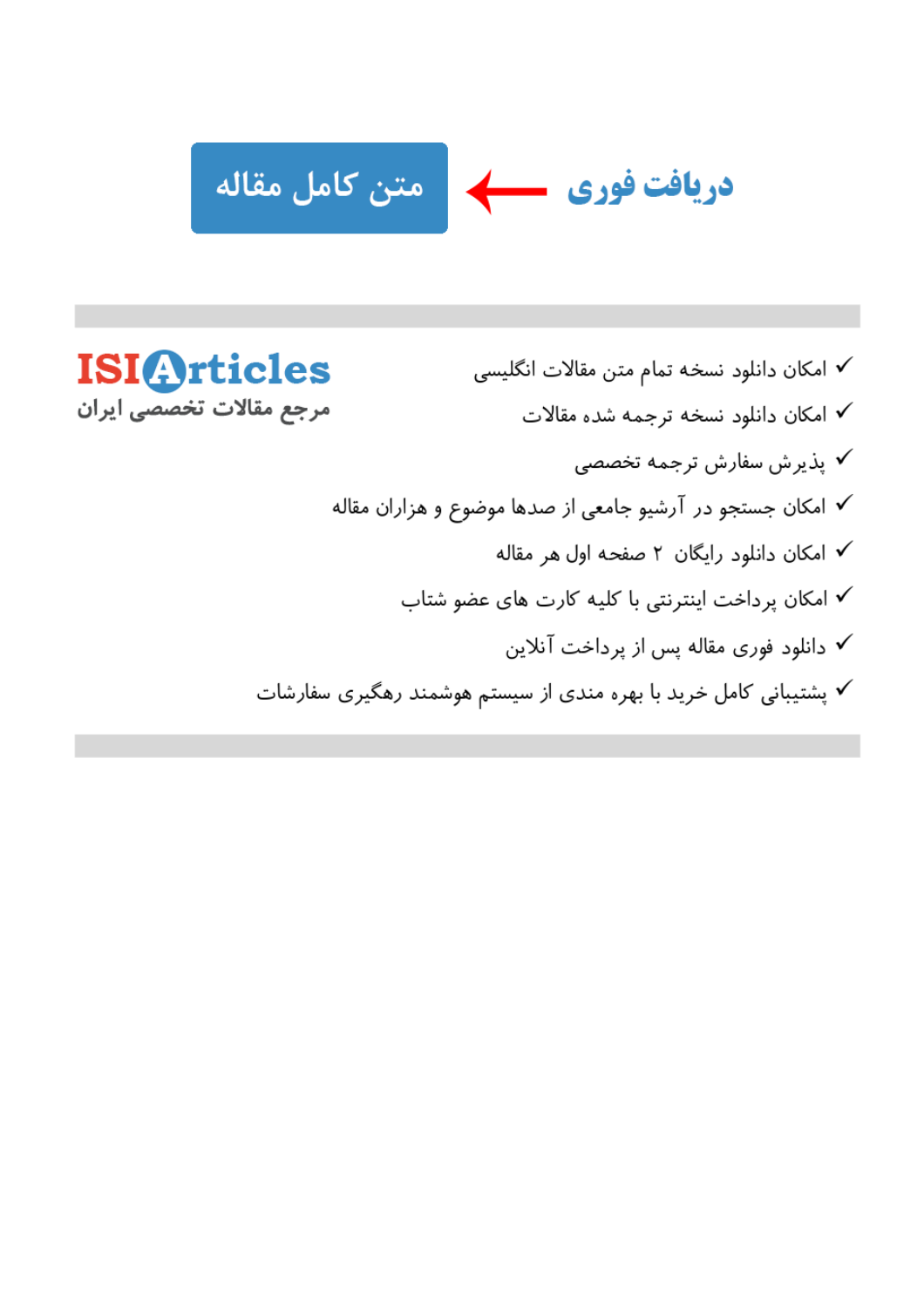دریافت فوری ← متن کامل مقاله

**ISIArticles**
مرجع مقالات تخصصی ایران

- ✓ امکان دانلود نسخه تمام متن مقالات انگلیسی
- ✓ امکان دانلود نسخه ترجمه شده مقالات
- ✓ پذیرش سفارش ترجمه تخصصی
- ✓ امکان جستجو در آرشیو جامعی از صدها موضوع و هزاران مقاله
- ✓ امکان دانلود رایگان ۲ صفحه اول هر مقاله
- ✓ امکان پرداخت اینترنتی با کلیه کارت های عضو شتاب
- ✓ دانلود فوری مقاله پس از پرداخت آنلاین
- ✓ پشتیبانی کامل خرید با بهره مندی از سیستم هوشمند رهگیری سفارشات